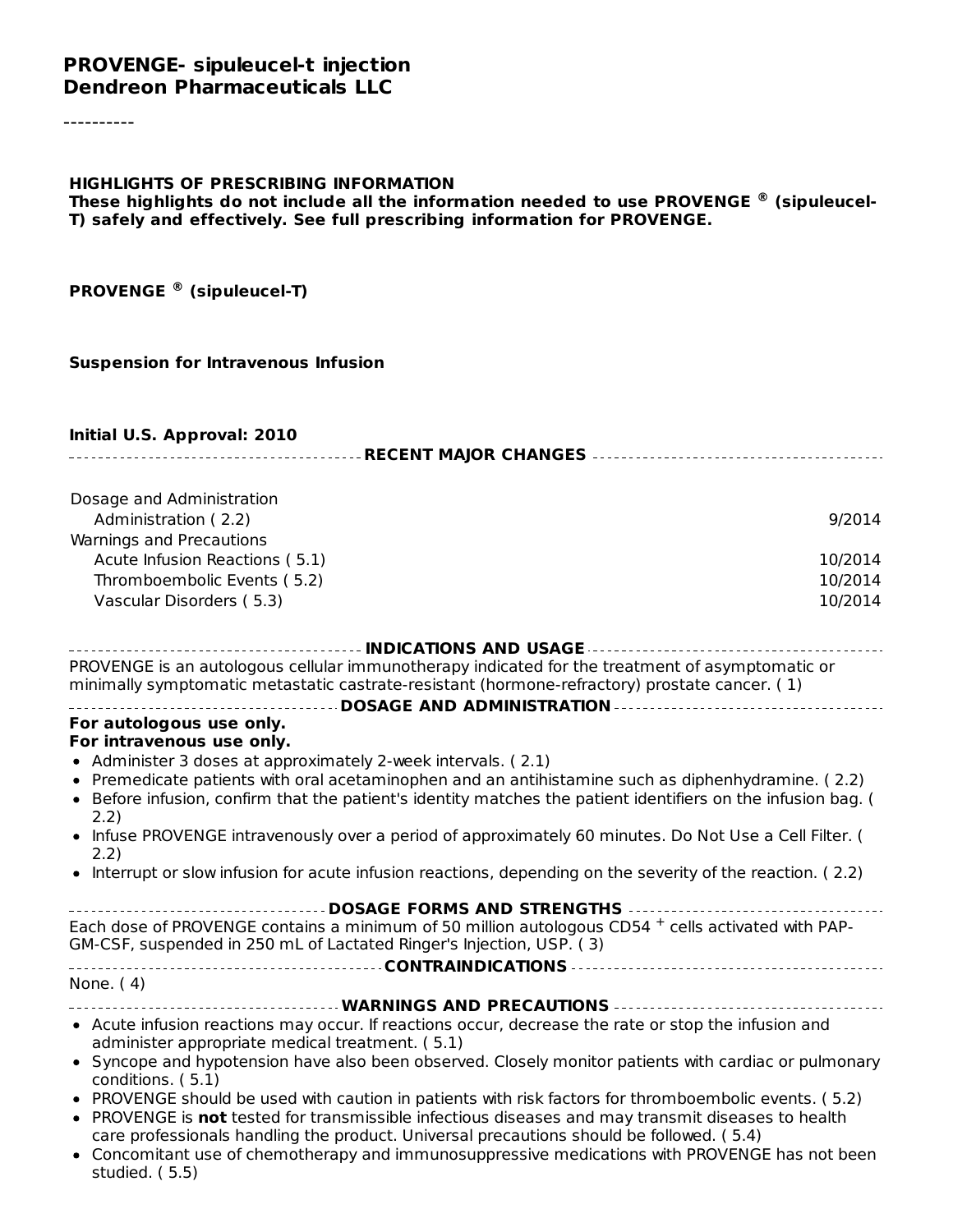# PROVENGE- sipuleucel-t injection
# Dendreon Pharmaceuticals LLC

----------

**HIGHLIGHTS OF PRESCRIBING INFORMATION**
**These highlights do not include all the information needed to use PROVENGE ® (sipuleucel-T) safely and effectively. See full prescribing information for PROVENGE.**

**PROVENGE ® (sipuleucel-T)**

**Suspension for Intravenous Infusion**

**Initial U.S. Approval: 2010**

## RECENT MAJOR CHANGES

| | |
|---|---|
| Dosage and Administration | |
| Administration ( 2.2) | 9/2014 |
| Warnings and Precautions | |
| Acute Infusion Reactions ( 5.1) | 10/2014 |
| Thromboembolic Events ( 5.2) | 10/2014 |
| Vascular Disorders ( 5.3) | 10/2014 |

## INDICATIONS AND USAGE

PROVENGE is an autologous cellular immunotherapy indicated for the treatment of asymptomatic or minimally symptomatic metastatic castrate-resistant (hormone-refractory) prostate cancer. ( 1)

## DOSAGE AND ADMINISTRATION

**For autologous use only.**
**For intravenous use only.**

- Administer 3 doses at approximately 2-week intervals. ( 2.1)
- Premedicate patients with oral acetaminophen and an antihistamine such as diphenhydramine. ( 2.2)
- Before infusion, confirm that the patient's identity matches the patient identifiers on the infusion bag. ( 2.2)
- Infuse PROVENGE intravenously over a period of approximately 60 minutes. Do Not Use a Cell Filter. ( 2.2)
- Interrupt or slow infusion for acute infusion reactions, depending on the severity of the reaction. ( 2.2)

## DOSAGE FORMS AND STRENGTHS

Each dose of PROVENGE contains a minimum of 50 million autologous CD54 $^+$ cells activated with PAP-GM-CSF, suspended in 250 mL of Lactated Ringer's Injection, USP. ( 3)

## CONTRAINDICATIONS

None. ( 4)

## WARNINGS AND PRECAUTIONS

- Acute infusion reactions may occur. If reactions occur, decrease the rate or stop the infusion and administer appropriate medical treatment. ( 5.1)
- Syncope and hypotension have also been observed. Closely monitor patients with cardiac or pulmonary conditions. ( 5.1)
- PROVENGE should be used with caution in patients with risk factors for thromboembolic events. ( 5.2)
- PROVENGE is **not** tested for transmissible infectious diseases and may transmit diseases to health care professionals handling the product. Universal precautions should be followed. ( 5.4)
- Concomitant use of chemotherapy and immunosuppressive medications with PROVENGE has not been studied. ( 5.5)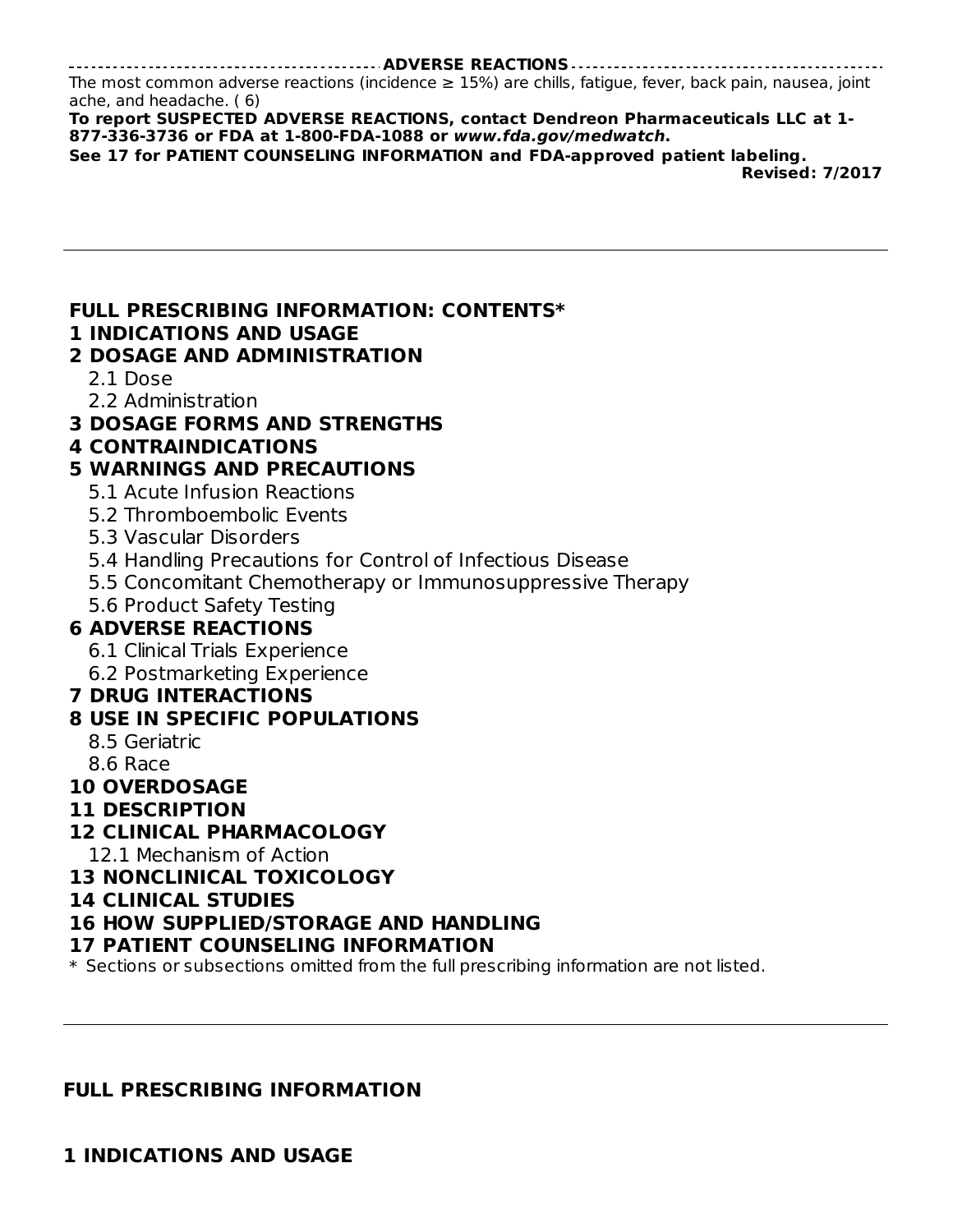**ADVERSE REACTIONS**

The most common adverse reactions (incidence ≥ 15%) are chills, fatigue, fever, back pain, nausea, joint ache, and headache. ( 6)

**To report SUSPECTED ADVERSE REACTIONS, contact Dendreon Pharmaceuticals LLC at 1-877-336-3736 or FDA at 1-800-FDA-1088 or *www.fda.gov/medwatch*.**

**See 17 for PATIENT COUNSELING INFORMATION and FDA-approved patient labeling.**

**Revised: 7/2017**

---

**FULL PRESCRIBING INFORMATION: CONTENTS***

**1 INDICATIONS AND USAGE**

**2 DOSAGE AND ADMINISTRATION**

- 2.1 Dose
- 2.2 Administration

**3 DOSAGE FORMS AND STRENGTHS**

**4 CONTRAINDICATIONS**

**5 WARNINGS AND PRECAUTIONS**

- 5.1 Acute Infusion Reactions
- 5.2 Thromboembolic Events
- 5.3 Vascular Disorders
- 5.4 Handling Precautions for Control of Infectious Disease
- 5.5 Concomitant Chemotherapy or Immunosuppressive Therapy
- 5.6 Product Safety Testing

**6 ADVERSE REACTIONS**

- 6.1 Clinical Trials Experience
- 6.2 Postmarketing Experience

**7 DRUG INTERACTIONS**

**8 USE IN SPECIFIC POPULATIONS**

- 8.5 Geriatric
- 8.6 Race

**10 OVERDOSAGE**

**11 DESCRIPTION**

**12 CLINICAL PHARMACOLOGY**

- 12.1 Mechanism of Action

**13 NONCLINICAL TOXICOLOGY**

**14 CLINICAL STUDIES**

**16 HOW SUPPLIED/STORAGE AND HANDLING**

**17 PATIENT COUNSELING INFORMATION**

\* Sections or subsections omitted from the full prescribing information are not listed.

---

## FULL PRESCRIBING INFORMATION

## 1 INDICATIONS AND USAGE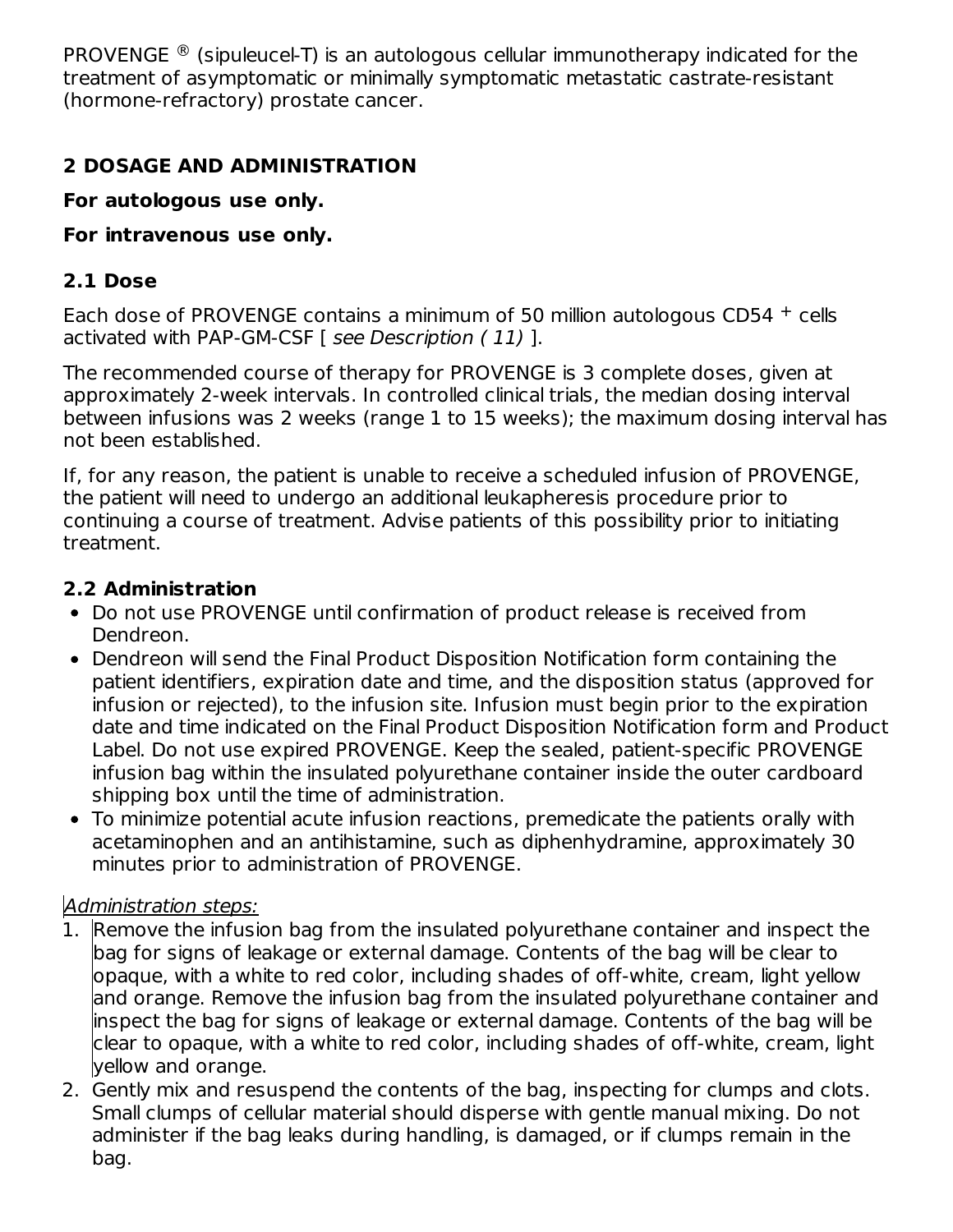PROVENGE ® (sipuleucel-T) is an autologous cellular immunotherapy indicated for the treatment of asymptomatic or minimally symptomatic metastatic castrate-resistant (hormone-refractory) prostate cancer.

## 2 DOSAGE AND ADMINISTRATION

**For autologous use only.**

**For intravenous use only.**

### 2.1 Dose

Each dose of PROVENGE contains a minimum of 50 million autologous CD54 $^{+}$ cells activated with PAP-GM-CSF [ *see Description ( 11)* ].

The recommended course of therapy for PROVENGE is 3 complete doses, given at approximately 2-week intervals. In controlled clinical trials, the median dosing interval between infusions was 2 weeks (range 1 to 15 weeks); the maximum dosing interval has not been established.

If, for any reason, the patient is unable to receive a scheduled infusion of PROVENGE, the patient will need to undergo an additional leukapheresis procedure prior to continuing a course of treatment. Advise patients of this possibility prior to initiating treatment.

### 2.2 Administration

- Do not use PROVENGE until confirmation of product release is received from Dendreon.
- Dendreon will send the Final Product Disposition Notification form containing the patient identifiers, expiration date and time, and the disposition status (approved for infusion or rejected), to the infusion site. Infusion must begin prior to the expiration date and time indicated on the Final Product Disposition Notification form and Product Label. Do not use expired PROVENGE. Keep the sealed, patient-specific PROVENGE infusion bag within the insulated polyurethane container inside the outer cardboard shipping box until the time of administration.
- To minimize potential acute infusion reactions, premedicate the patients orally with acetaminophen and an antihistamine, such as diphenhydramine, approximately 30 minutes prior to administration of PROVENGE.

*Administration steps:*

1. Remove the infusion bag from the insulated polyurethane container and inspect the bag for signs of leakage or external damage. Contents of the bag will be clear to opaque, with a white to red color, including shades of off-white, cream, light yellow and orange. Remove the infusion bag from the insulated polyurethane container and inspect the bag for signs of leakage or external damage. Contents of the bag will be clear to opaque, with a white to red color, including shades of off-white, cream, light yellow and orange.
2. Gently mix and resuspend the contents of the bag, inspecting for clumps and clots. Small clumps of cellular material should disperse with gentle manual mixing. Do not administer if the bag leaks during handling, is damaged, or if clumps remain in the bag.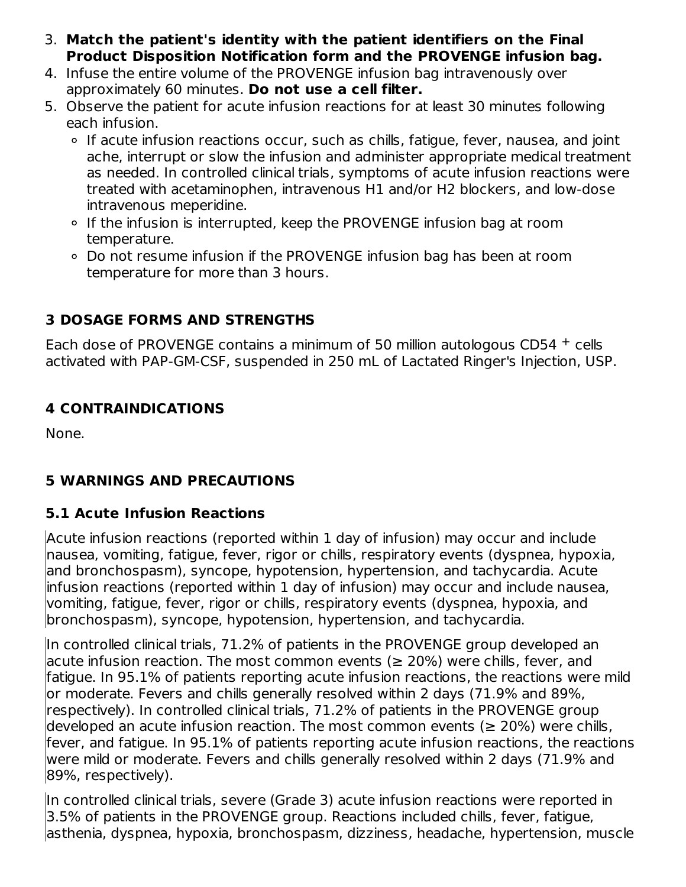3. **Match the patient's identity with the patient identifiers on the Final Product Disposition Notification form and the PROVENGE infusion bag.**
4. Infuse the entire volume of the PROVENGE infusion bag intravenously over approximately 60 minutes. **Do not use a cell filter.**
5. Observe the patient for acute infusion reactions for at least 30 minutes following each infusion.
   - If acute infusion reactions occur, such as chills, fatigue, fever, nausea, and joint ache, interrupt or slow the infusion and administer appropriate medical treatment as needed. In controlled clinical trials, symptoms of acute infusion reactions were treated with acetaminophen, intravenous H1 and/or H2 blockers, and low-dose intravenous meperidine.
   - If the infusion is interrupted, keep the PROVENGE infusion bag at room temperature.
   - Do not resume infusion if the PROVENGE infusion bag has been at room temperature for more than 3 hours.

## 3 DOSAGE FORMS AND STRENGTHS

Each dose of PROVENGE contains a minimum of 50 million autologous CD54 $^{+}$ cells activated with PAP-GM-CSF, suspended in 250 mL of Lactated Ringer's Injection, USP.

## 4 CONTRAINDICATIONS

None.

## 5 WARNINGS AND PRECAUTIONS

### 5.1 Acute Infusion Reactions

Acute infusion reactions (reported within 1 day of infusion) may occur and include nausea, vomiting, fatigue, fever, rigor or chills, respiratory events (dyspnea, hypoxia, and bronchospasm), syncope, hypotension, hypertension, and tachycardia. Acute infusion reactions (reported within 1 day of infusion) may occur and include nausea, vomiting, fatigue, fever, rigor or chills, respiratory events (dyspnea, hypoxia, and bronchospasm), syncope, hypotension, hypertension, and tachycardia.

In controlled clinical trials, 71.2% of patients in the PROVENGE group developed an acute infusion reaction. The most common events (≥ 20%) were chills, fever, and fatigue. In 95.1% of patients reporting acute infusion reactions, the reactions were mild or moderate. Fevers and chills generally resolved within 2 days (71.9% and 89%, respectively). In controlled clinical trials, 71.2% of patients in the PROVENGE group developed an acute infusion reaction. The most common events (≥ 20%) were chills, fever, and fatigue. In 95.1% of patients reporting acute infusion reactions, the reactions were mild or moderate. Fevers and chills generally resolved within 2 days (71.9% and 89%, respectively).

In controlled clinical trials, severe (Grade 3) acute infusion reactions were reported in 3.5% of patients in the PROVENGE group. Reactions included chills, fever, fatigue, asthenia, dyspnea, hypoxia, bronchospasm, dizziness, headache, hypertension, muscle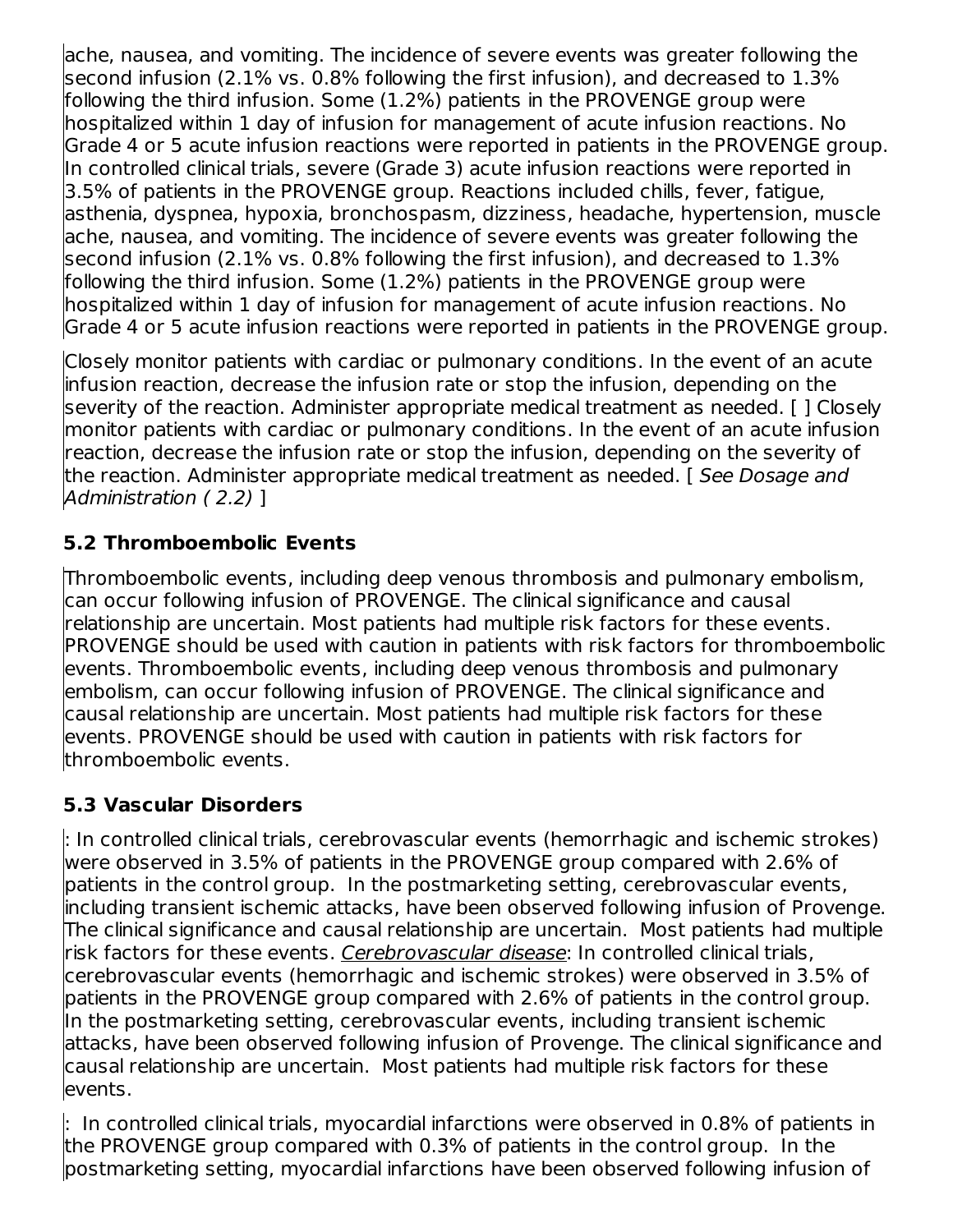ache, nausea, and vomiting. The incidence of severe events was greater following the second infusion (2.1% vs. 0.8% following the first infusion), and decreased to 1.3% following the third infusion. Some (1.2%) patients in the PROVENGE group were hospitalized within 1 day of infusion for management of acute infusion reactions. No Grade 4 or 5 acute infusion reactions were reported in patients in the PROVENGE group. In controlled clinical trials, severe (Grade 3) acute infusion reactions were reported in 3.5% of patients in the PROVENGE group. Reactions included chills, fever, fatigue, asthenia, dyspnea, hypoxia, bronchospasm, dizziness, headache, hypertension, muscle ache, nausea, and vomiting. The incidence of severe events was greater following the second infusion (2.1% vs. 0.8% following the first infusion), and decreased to 1.3% following the third infusion. Some (1.2%) patients in the PROVENGE group were hospitalized within 1 day of infusion for management of acute infusion reactions. No Grade 4 or 5 acute infusion reactions were reported in patients in the PROVENGE group.

Closely monitor patients with cardiac or pulmonary conditions. In the event of an acute infusion reaction, decrease the infusion rate or stop the infusion, depending on the severity of the reaction. Administer appropriate medical treatment as needed. [ ] Closely monitor patients with cardiac or pulmonary conditions. In the event of an acute infusion reaction, decrease the infusion rate or stop the infusion, depending on the severity of the reaction. Administer appropriate medical treatment as needed. [ *See Dosage and Administration ( 2.2)* ]

### 5.2 Thromboembolic Events

Thromboembolic events, including deep venous thrombosis and pulmonary embolism, can occur following infusion of PROVENGE. The clinical significance and causal relationship are uncertain. Most patients had multiple risk factors for these events. PROVENGE should be used with caution in patients with risk factors for thromboembolic events. Thromboembolic events, including deep venous thrombosis and pulmonary embolism, can occur following infusion of PROVENGE. The clinical significance and causal relationship are uncertain. Most patients had multiple risk factors for these events. PROVENGE should be used with caution in patients with risk factors for thromboembolic events.

### 5.3 Vascular Disorders

: In controlled clinical trials, cerebrovascular events (hemorrhagic and ischemic strokes) were observed in 3.5% of patients in the PROVENGE group compared with 2.6% of patients in the control group. In the postmarketing setting, cerebrovascular events, including transient ischemic attacks, have been observed following infusion of Provenge. The clinical significance and causal relationship are uncertain. Most patients had multiple risk factors for these events. <u>Cerebrovascular disease</u>: In controlled clinical trials, cerebrovascular events (hemorrhagic and ischemic strokes) were observed in 3.5% of patients in the PROVENGE group compared with 2.6% of patients in the control group. In the postmarketing setting, cerebrovascular events, including transient ischemic attacks, have been observed following infusion of Provenge. The clinical significance and causal relationship are uncertain. Most patients had multiple risk factors for these events.

: In controlled clinical trials, myocardial infarctions were observed in 0.8% of patients in the PROVENGE group compared with 0.3% of patients in the control group. In the postmarketing setting, myocardial infarctions have been observed following infusion of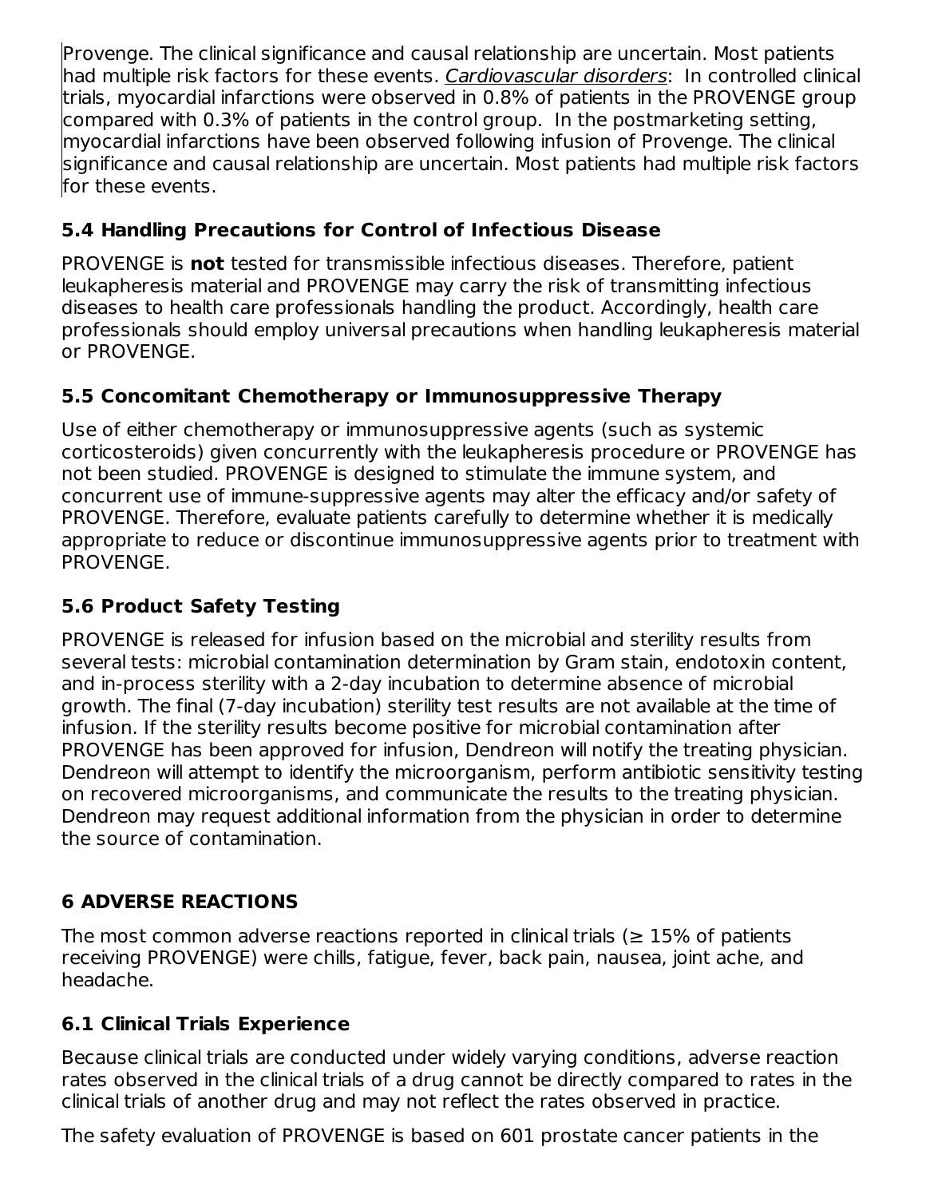Provenge. The clinical significance and causal relationship are uncertain. Most patients had multiple risk factors for these events. _Cardiovascular disorders_: In controlled clinical trials, myocardial infarctions were observed in 0.8% of patients in the PROVENGE group compared with 0.3% of patients in the control group. In the postmarketing setting, myocardial infarctions have been observed following infusion of Provenge. The clinical significance and causal relationship are uncertain. Most patients had multiple risk factors for these events.

### 5.4 Handling Precautions for Control of Infectious Disease

PROVENGE is **not** tested for transmissible infectious diseases. Therefore, patient leukapheresis material and PROVENGE may carry the risk of transmitting infectious diseases to health care professionals handling the product. Accordingly, health care professionals should employ universal precautions when handling leukapheresis material or PROVENGE.

### 5.5 Concomitant Chemotherapy or Immunosuppressive Therapy

Use of either chemotherapy or immunosuppressive agents (such as systemic corticosteroids) given concurrently with the leukapheresis procedure or PROVENGE has not been studied. PROVENGE is designed to stimulate the immune system, and concurrent use of immune-suppressive agents may alter the efficacy and/or safety of PROVENGE. Therefore, evaluate patients carefully to determine whether it is medically appropriate to reduce or discontinue immunosuppressive agents prior to treatment with PROVENGE.

### 5.6 Product Safety Testing

PROVENGE is released for infusion based on the microbial and sterility results from several tests: microbial contamination determination by Gram stain, endotoxin content, and in-process sterility with a 2-day incubation to determine absence of microbial growth. The final (7-day incubation) sterility test results are not available at the time of infusion. If the sterility results become positive for microbial contamination after PROVENGE has been approved for infusion, Dendreon will notify the treating physician. Dendreon will attempt to identify the microorganism, perform antibiotic sensitivity testing on recovered microorganisms, and communicate the results to the treating physician. Dendreon may request additional information from the physician in order to determine the source of contamination.

## 6 ADVERSE REACTIONS

The most common adverse reactions reported in clinical trials (≥ 15% of patients receiving PROVENGE) were chills, fatigue, fever, back pain, nausea, joint ache, and headache.

### 6.1 Clinical Trials Experience

Because clinical trials are conducted under widely varying conditions, adverse reaction rates observed in the clinical trials of a drug cannot be directly compared to rates in the clinical trials of another drug and may not reflect the rates observed in practice.

The safety evaluation of PROVENGE is based on 601 prostate cancer patients in the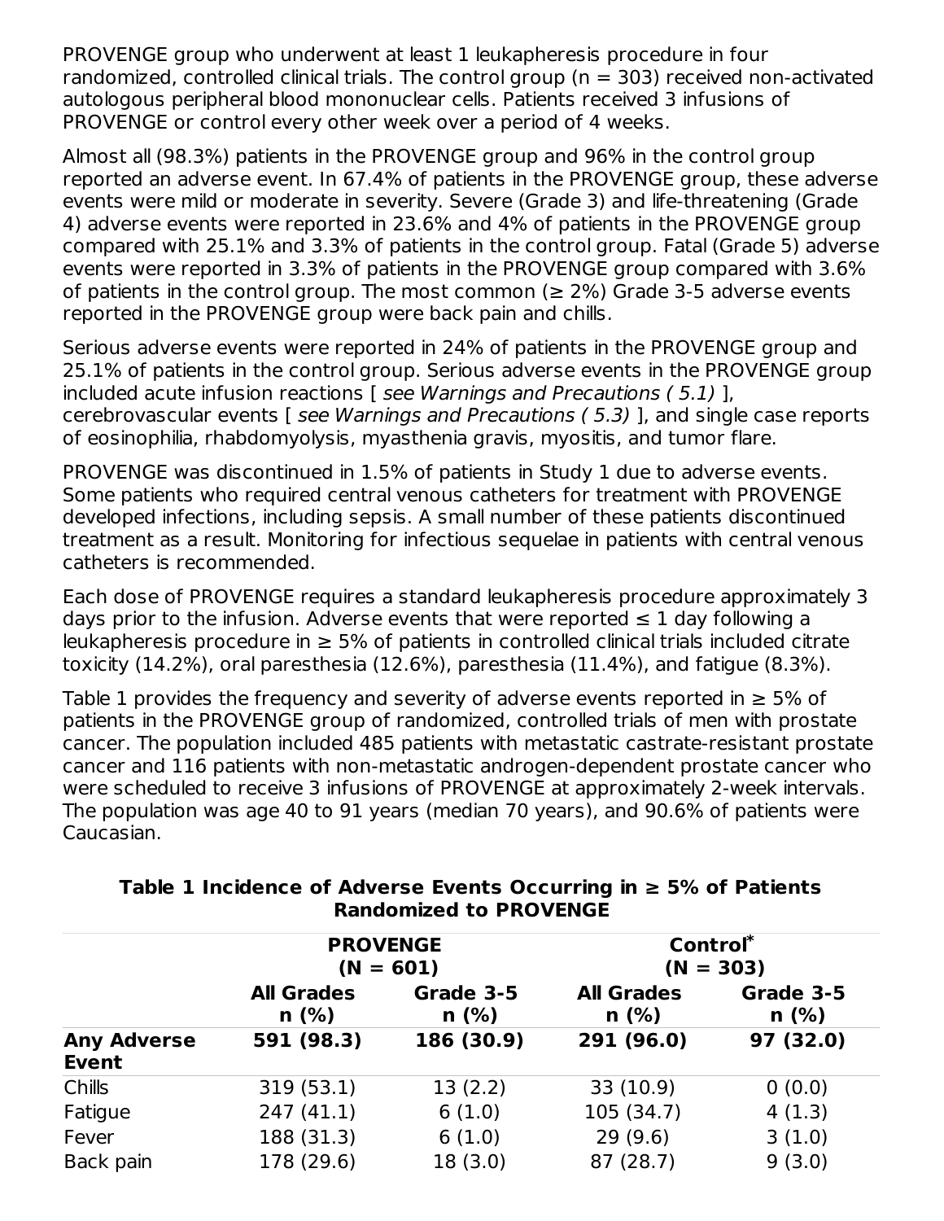PROVENGE group who underwent at least 1 leukapheresis procedure in four randomized, controlled clinical trials. The control group (n = 303) received non-activated autologous peripheral blood mononuclear cells. Patients received 3 infusions of PROVENGE or control every other week over a period of 4 weeks.

Almost all (98.3%) patients in the PROVENGE group and 96% in the control group reported an adverse event. In 67.4% of patients in the PROVENGE group, these adverse events were mild or moderate in severity. Severe (Grade 3) and life-threatening (Grade 4) adverse events were reported in 23.6% and 4% of patients in the PROVENGE group compared with 25.1% and 3.3% of patients in the control group. Fatal (Grade 5) adverse events were reported in 3.3% of patients in the PROVENGE group compared with 3.6% of patients in the control group. The most common (≥ 2%) Grade 3-5 adverse events reported in the PROVENGE group were back pain and chills.

Serious adverse events were reported in 24% of patients in the PROVENGE group and 25.1% of patients in the control group. Serious adverse events in the PROVENGE group included acute infusion reactions [ *see Warnings and Precautions ( 5.1)* ], cerebrovascular events [ *see Warnings and Precautions ( 5.3)* ], and single case reports of eosinophilia, rhabdomyolysis, myasthenia gravis, myositis, and tumor flare.

PROVENGE was discontinued in 1.5% of patients in Study 1 due to adverse events. Some patients who required central venous catheters for treatment with PROVENGE developed infections, including sepsis. A small number of these patients discontinued treatment as a result. Monitoring for infectious sequelae in patients with central venous catheters is recommended.

Each dose of PROVENGE requires a standard leukapheresis procedure approximately 3 days prior to the infusion. Adverse events that were reported ≤ 1 day following a leukapheresis procedure in ≥ 5% of patients in controlled clinical trials included citrate toxicity (14.2%), oral paresthesia (12.6%), paresthesia (11.4%), and fatigue (8.3%).

Table 1 provides the frequency and severity of adverse events reported in ≥ 5% of patients in the PROVENGE group of randomized, controlled trials of men with prostate cancer. The population included 485 patients with metastatic castrate-resistant prostate cancer and 116 patients with non-metastatic androgen-dependent prostate cancer who were scheduled to receive 3 infusions of PROVENGE at approximately 2-week intervals. The population was age 40 to 91 years (median 70 years), and 90.6% of patients were Caucasian.

**Table 1 Incidence of Adverse Events Occurring in ≥ 5% of Patients Randomized to PROVENGE**

| | **PROVENGE (N = 601)** | | **Control* (N = 303)** | |
|---|---|---|---|---|
| | **All Grades n (%)** | **Grade 3-5 n (%)** | **All Grades n (%)** | **Grade 3-5 n (%)** |
| **Any Adverse Event** | **591 (98.3)** | **186 (30.9)** | **291 (96.0)** | **97 (32.0)** |
| Chills | 319 (53.1) | 13 (2.2) | 33 (10.9) | 0 (0.0) |
| Fatigue | 247 (41.1) | 6 (1.0) | 105 (34.7) | 4 (1.3) |
| Fever | 188 (31.3) | 6 (1.0) | 29 (9.6) | 3 (1.0) |
| Back pain | 178 (29.6) | 18 (3.0) | 87 (28.7) | 9 (3.0) |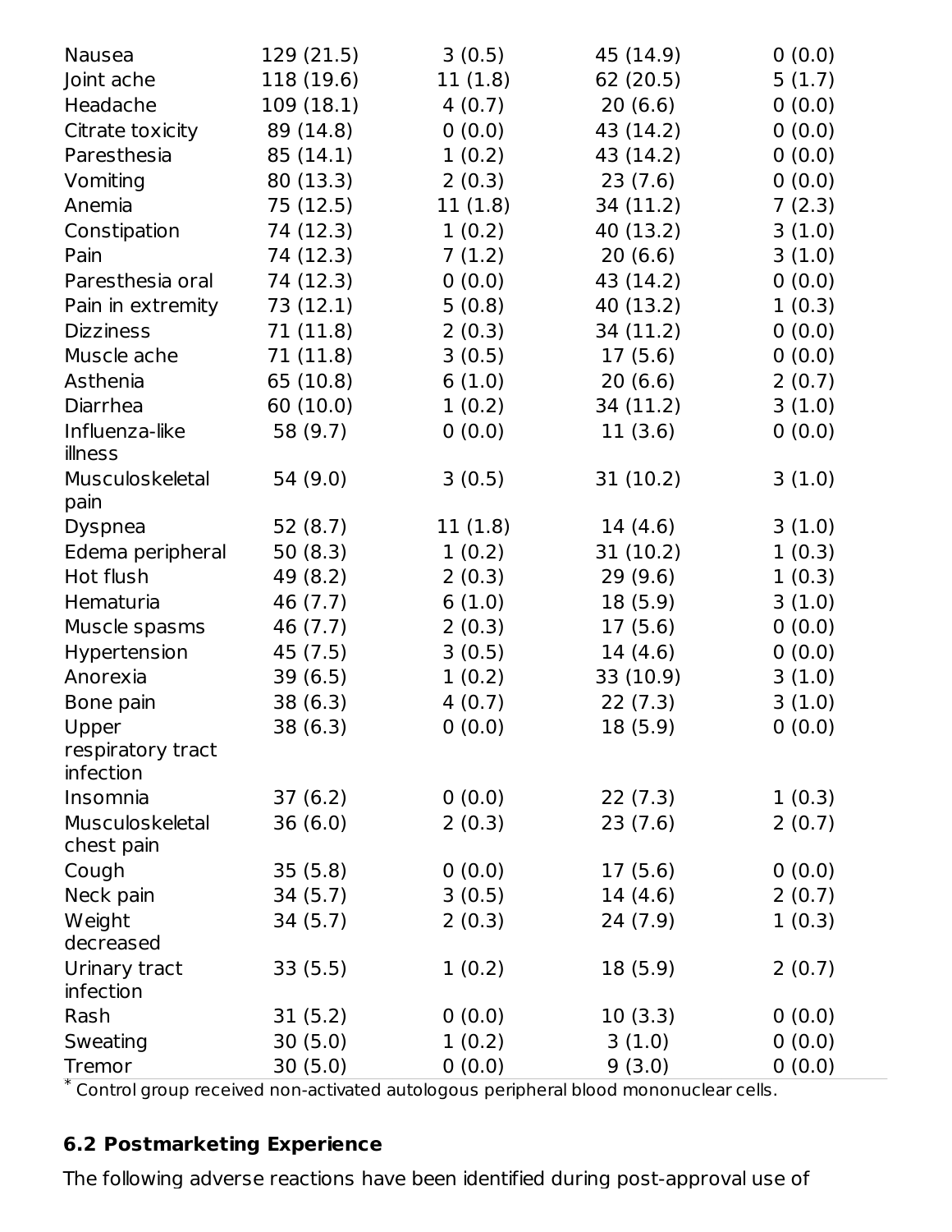| | | | | |
|---|---|---|---|---|
| Nausea | 129 (21.5) | 3 (0.5) | 45 (14.9) | 0 (0.0) |
| Joint ache | 118 (19.6) | 11 (1.8) | 62 (20.5) | 5 (1.7) |
| Headache | 109 (18.1) | 4 (0.7) | 20 (6.6) | 0 (0.0) |
| Citrate toxicity | 89 (14.8) | 0 (0.0) | 43 (14.2) | 0 (0.0) |
| Paresthesia | 85 (14.1) | 1 (0.2) | 43 (14.2) | 0 (0.0) |
| Vomiting | 80 (13.3) | 2 (0.3) | 23 (7.6) | 0 (0.0) |
| Anemia | 75 (12.5) | 11 (1.8) | 34 (11.2) | 7 (2.3) |
| Constipation | 74 (12.3) | 1 (0.2) | 40 (13.2) | 3 (1.0) |
| Pain | 74 (12.3) | 7 (1.2) | 20 (6.6) | 3 (1.0) |
| Paresthesia oral | 74 (12.3) | 0 (0.0) | 43 (14.2) | 0 (0.0) |
| Pain in extremity | 73 (12.1) | 5 (0.8) | 40 (13.2) | 1 (0.3) |
| Dizziness | 71 (11.8) | 2 (0.3) | 34 (11.2) | 0 (0.0) |
| Muscle ache | 71 (11.8) | 3 (0.5) | 17 (5.6) | 0 (0.0) |
| Asthenia | 65 (10.8) | 6 (1.0) | 20 (6.6) | 2 (0.7) |
| Diarrhea | 60 (10.0) | 1 (0.2) | 34 (11.2) | 3 (1.0) |
| Influenza-like illness | 58 (9.7) | 0 (0.0) | 11 (3.6) | 0 (0.0) |
| Musculoskeletal pain | 54 (9.0) | 3 (0.5) | 31 (10.2) | 3 (1.0) |
| Dyspnea | 52 (8.7) | 11 (1.8) | 14 (4.6) | 3 (1.0) |
| Edema peripheral | 50 (8.3) | 1 (0.2) | 31 (10.2) | 1 (0.3) |
| Hot flush | 49 (8.2) | 2 (0.3) | 29 (9.6) | 1 (0.3) |
| Hematuria | 46 (7.7) | 6 (1.0) | 18 (5.9) | 3 (1.0) |
| Muscle spasms | 46 (7.7) | 2 (0.3) | 17 (5.6) | 0 (0.0) |
| Hypertension | 45 (7.5) | 3 (0.5) | 14 (4.6) | 0 (0.0) |
| Anorexia | 39 (6.5) | 1 (0.2) | 33 (10.9) | 3 (1.0) |
| Bone pain | 38 (6.3) | 4 (0.7) | 22 (7.3) | 3 (1.0) |
| Upper respiratory tract infection | 38 (6.3) | 0 (0.0) | 18 (5.9) | 0 (0.0) |
| Insomnia | 37 (6.2) | 0 (0.0) | 22 (7.3) | 1 (0.3) |
| Musculoskeletal chest pain | 36 (6.0) | 2 (0.3) | 23 (7.6) | 2 (0.7) |
| Cough | 35 (5.8) | 0 (0.0) | 17 (5.6) | 0 (0.0) |
| Neck pain | 34 (5.7) | 3 (0.5) | 14 (4.6) | 2 (0.7) |
| Weight decreased | 34 (5.7) | 2 (0.3) | 24 (7.9) | 1 (0.3) |
| Urinary tract infection | 33 (5.5) | 1 (0.2) | 18 (5.9) | 2 (0.7) |
| Rash | 31 (5.2) | 0 (0.0) | 10 (3.3) | 0 (0.0) |
| Sweating | 30 (5.0) | 1 (0.2) | 3 (1.0) | 0 (0.0) |
| Tremor | 30 (5.0) | 0 (0.0) | 9 (3.0) | 0 (0.0) |

* Control group received non-activated autologous peripheral blood mononuclear cells.

### 6.2 Postmarketing Experience

The following adverse reactions have been identified during post-approval use of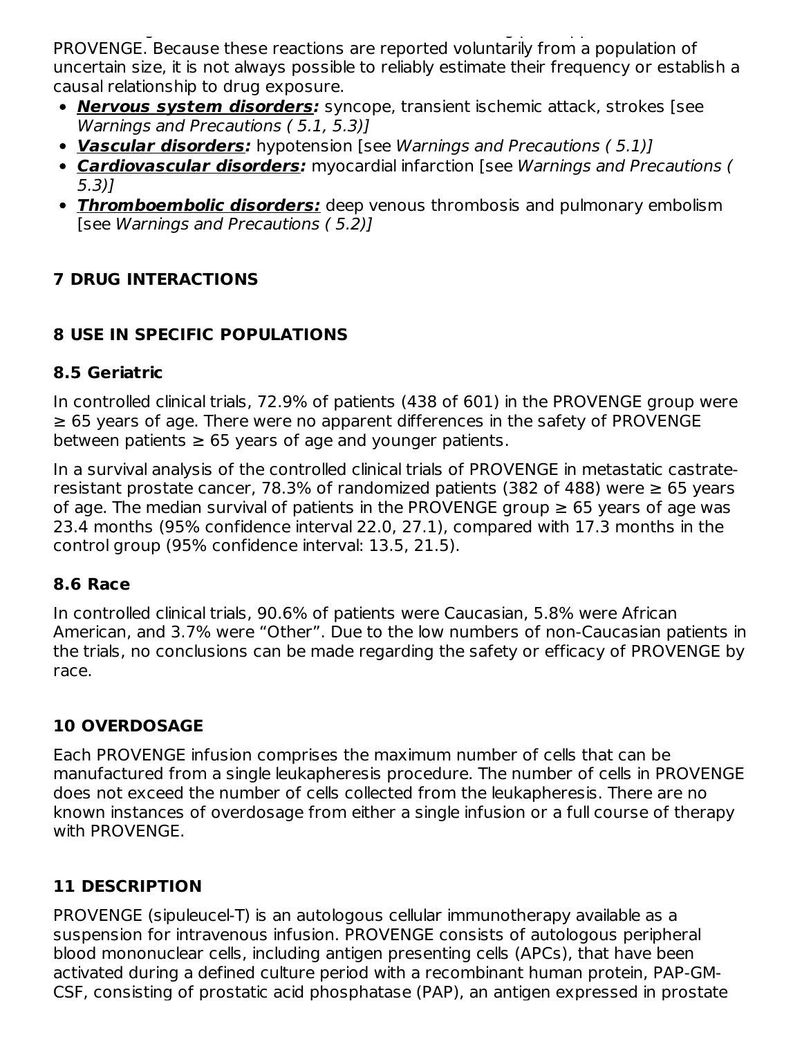PROVENGE. Because these reactions are reported voluntarily from a population of uncertain size, it is not always possible to reliably estimate their frequency or establish a causal relationship to drug exposure.

- ***Nervous system disorders:*** syncope, transient ischemic attack, strokes [see *Warnings and Precautions ( 5.1, 5.3)*]
- ***Vascular disorders:*** hypotension [see *Warnings and Precautions ( 5.1)*]
- ***Cardiovascular disorders:*** myocardial infarction [see *Warnings and Precautions ( 5.3)*]
- ***Thromboembolic disorders:*** deep venous thrombosis and pulmonary embolism [see *Warnings and Precautions ( 5.2)*]

## 7 DRUG INTERACTIONS

## 8 USE IN SPECIFIC POPULATIONS

### 8.5 Geriatric

In controlled clinical trials, 72.9% of patients (438 of 601) in the PROVENGE group were ≥ 65 years of age. There were no apparent differences in the safety of PROVENGE between patients ≥ 65 years of age and younger patients.

In a survival analysis of the controlled clinical trials of PROVENGE in metastatic castrate-resistant prostate cancer, 78.3% of randomized patients (382 of 488) were ≥ 65 years of age. The median survival of patients in the PROVENGE group ≥ 65 years of age was 23.4 months (95% confidence interval 22.0, 27.1), compared with 17.3 months in the control group (95% confidence interval: 13.5, 21.5).

### 8.6 Race

In controlled clinical trials, 90.6% of patients were Caucasian, 5.8% were African American, and 3.7% were "Other". Due to the low numbers of non-Caucasian patients in the trials, no conclusions can be made regarding the safety or efficacy of PROVENGE by race.

## 10 OVERDOSAGE

Each PROVENGE infusion comprises the maximum number of cells that can be manufactured from a single leukapheresis procedure. The number of cells in PROVENGE does not exceed the number of cells collected from the leukapheresis. There are no known instances of overdosage from either a single infusion or a full course of therapy with PROVENGE.

## 11 DESCRIPTION

PROVENGE (sipuleucel-T) is an autologous cellular immunotherapy available as a suspension for intravenous infusion. PROVENGE consists of autologous peripheral blood mononuclear cells, including antigen presenting cells (APCs), that have been activated during a defined culture period with a recombinant human protein, PAP-GM-CSF, consisting of prostatic acid phosphatase (PAP), an antigen expressed in prostate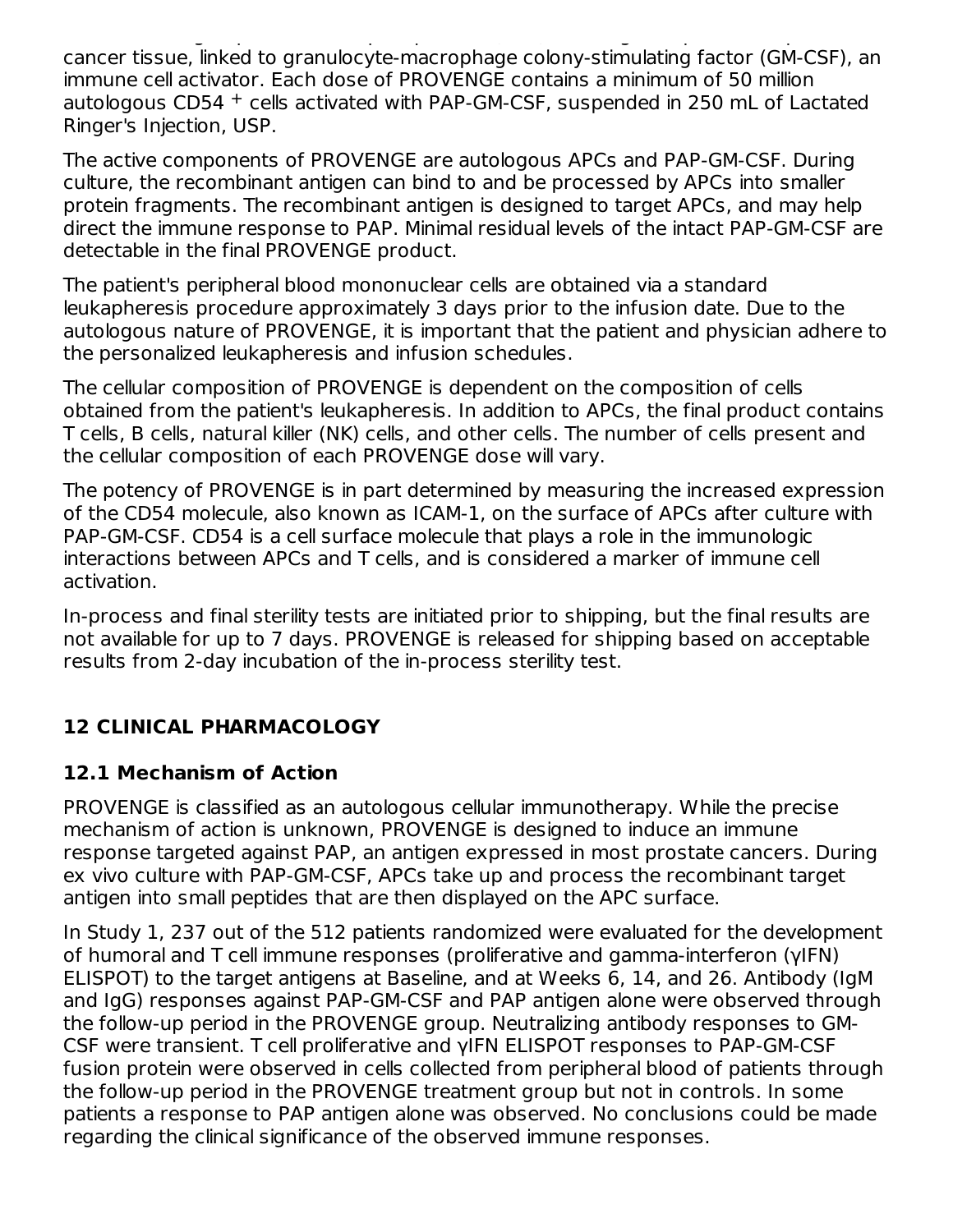cancer tissue, linked to granulocyte-macrophage colony-stimulating factor (GM-CSF), an immune cell activator. Each dose of PROVENGE contains a minimum of 50 million autologous CD54 $^{+}$ cells activated with PAP-GM-CSF, suspended in 250 mL of Lactated Ringer's Injection, USP.

The active components of PROVENGE are autologous APCs and PAP-GM-CSF. During culture, the recombinant antigen can bind to and be processed by APCs into smaller protein fragments. The recombinant antigen is designed to target APCs, and may help direct the immune response to PAP. Minimal residual levels of the intact PAP-GM-CSF are detectable in the final PROVENGE product.

The patient's peripheral blood mononuclear cells are obtained via a standard leukapheresis procedure approximately 3 days prior to the infusion date. Due to the autologous nature of PROVENGE, it is important that the patient and physician adhere to the personalized leukapheresis and infusion schedules.

The cellular composition of PROVENGE is dependent on the composition of cells obtained from the patient's leukapheresis. In addition to APCs, the final product contains T cells, B cells, natural killer (NK) cells, and other cells. The number of cells present and the cellular composition of each PROVENGE dose will vary.

The potency of PROVENGE is in part determined by measuring the increased expression of the CD54 molecule, also known as ICAM-1, on the surface of APCs after culture with PAP-GM-CSF. CD54 is a cell surface molecule that plays a role in the immunologic interactions between APCs and T cells, and is considered a marker of immune cell activation.

In-process and final sterility tests are initiated prior to shipping, but the final results are not available for up to 7 days. PROVENGE is released for shipping based on acceptable results from 2-day incubation of the in-process sterility test.

## 12 CLINICAL PHARMACOLOGY

### 12.1 Mechanism of Action

PROVENGE is classified as an autologous cellular immunotherapy. While the precise mechanism of action is unknown, PROVENGE is designed to induce an immune response targeted against PAP, an antigen expressed in most prostate cancers. During ex vivo culture with PAP-GM-CSF, APCs take up and process the recombinant target antigen into small peptides that are then displayed on the APC surface.

In Study 1, 237 out of the 512 patients randomized were evaluated for the development of humoral and T cell immune responses (proliferative and gamma-interferon (γIFN) ELISPOT) to the target antigens at Baseline, and at Weeks 6, 14, and 26. Antibody (IgM and IgG) responses against PAP-GM-CSF and PAP antigen alone were observed through the follow-up period in the PROVENGE group. Neutralizing antibody responses to GM-CSF were transient. T cell proliferative and γIFN ELISPOT responses to PAP-GM-CSF fusion protein were observed in cells collected from peripheral blood of patients through the follow-up period in the PROVENGE treatment group but not in controls. In some patients a response to PAP antigen alone was observed. No conclusions could be made regarding the clinical significance of the observed immune responses.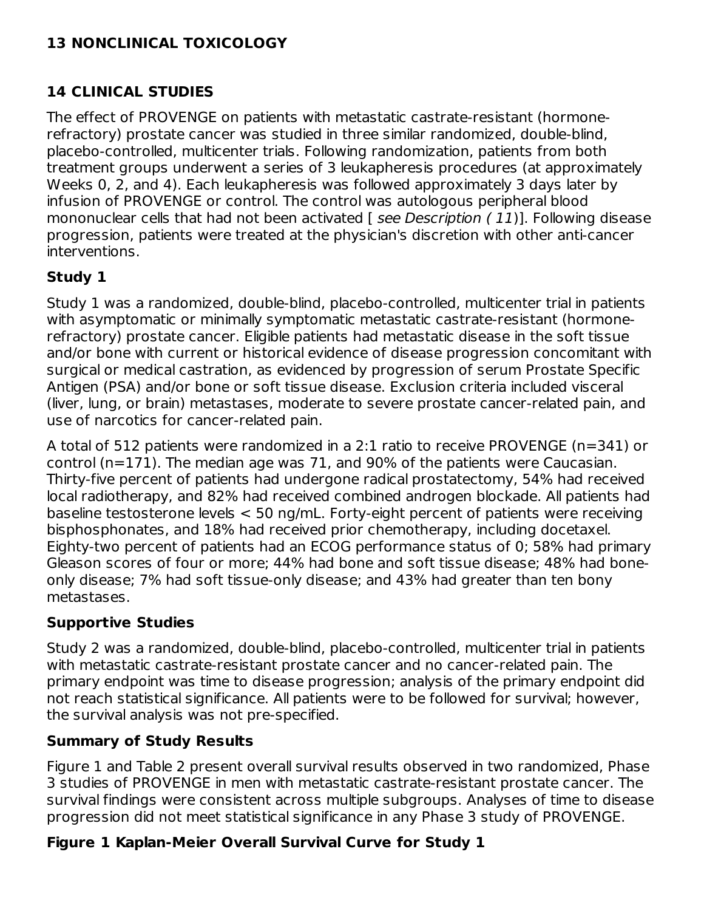## 13 NONCLINICAL TOXICOLOGY

## 14 CLINICAL STUDIES

The effect of PROVENGE on patients with metastatic castrate-resistant (hormone-refractory) prostate cancer was studied in three similar randomized, double-blind, placebo-controlled, multicenter trials. Following randomization, patients from both treatment groups underwent a series of 3 leukapheresis procedures (at approximately Weeks 0, 2, and 4). Each leukapheresis was followed approximately 3 days later by infusion of PROVENGE or control. The control was autologous peripheral blood mononuclear cells that had not been activated [ *see Description ( 11)*]. Following disease progression, patients were treated at the physician's discretion with other anti-cancer interventions.

### Study 1

Study 1 was a randomized, double-blind, placebo-controlled, multicenter trial in patients with asymptomatic or minimally symptomatic metastatic castrate-resistant (hormone-refractory) prostate cancer. Eligible patients had metastatic disease in the soft tissue and/or bone with current or historical evidence of disease progression concomitant with surgical or medical castration, as evidenced by progression of serum Prostate Specific Antigen (PSA) and/or bone or soft tissue disease. Exclusion criteria included visceral (liver, lung, or brain) metastases, moderate to severe prostate cancer-related pain, and use of narcotics for cancer-related pain.

A total of 512 patients were randomized in a 2:1 ratio to receive PROVENGE (n=341) or control (n=171). The median age was 71, and 90% of the patients were Caucasian. Thirty-five percent of patients had undergone radical prostatectomy, 54% had received local radiotherapy, and 82% had received combined androgen blockade. All patients had baseline testosterone levels < 50 ng/mL. Forty-eight percent of patients were receiving bisphosphonates, and 18% had received prior chemotherapy, including docetaxel. Eighty-two percent of patients had an ECOG performance status of 0; 58% had primary Gleason scores of four or more; 44% had bone and soft tissue disease; 48% had bone-only disease; 7% had soft tissue-only disease; and 43% had greater than ten bony metastases.

### Supportive Studies

Study 2 was a randomized, double-blind, placebo-controlled, multicenter trial in patients with metastatic castrate-resistant prostate cancer and no cancer-related pain. The primary endpoint was time to disease progression; analysis of the primary endpoint did not reach statistical significance. All patients were to be followed for survival; however, the survival analysis was not pre-specified.

### Summary of Study Results

Figure 1 and Table 2 present overall survival results observed in two randomized, Phase 3 studies of PROVENGE in men with metastatic castrate-resistant prostate cancer. The survival findings were consistent across multiple subgroups. Analyses of time to disease progression did not meet statistical significance in any Phase 3 study of PROVENGE.

**Figure 1 Kaplan-Meier Overall Survival Curve for Study 1**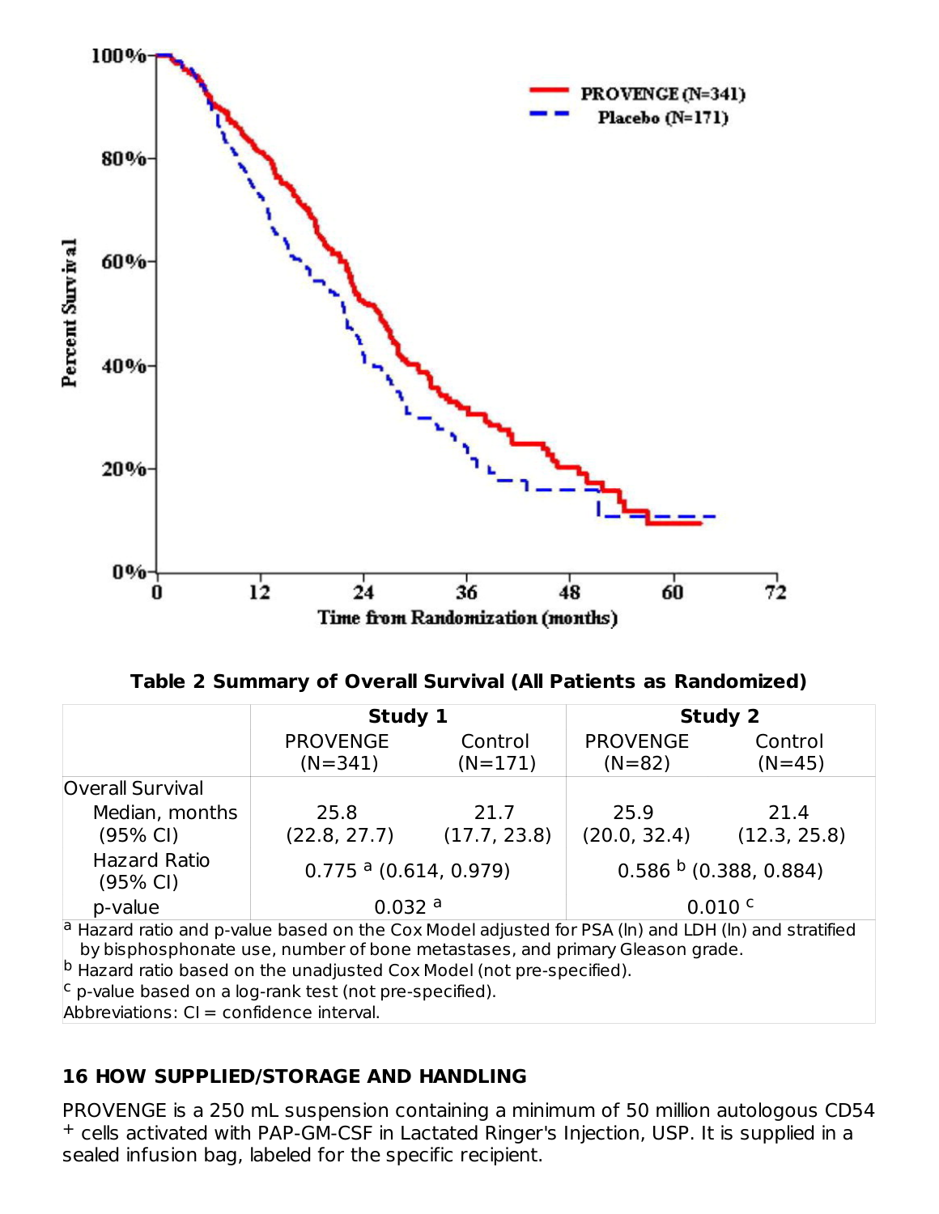**Table 2 Summary of Overall Survival (All Patients as Randomized)**

| | Study 1 | | Study 2 | |
|---|---|---|---|---|
| | PROVENGE (N=341) | Control (N=171) | PROVENGE (N=82) | Control (N=45) |
| Overall Survival | | | | |
| Median, months (95% CI) | 25.8 (22.8, 27.7) | 21.7 (17.7, 23.8) | 25.9 (20.0, 32.4) | 21.4 (12.3, 25.8) |
| Hazard Ratio (95% CI) | 0.775 [a] (0.614, 0.979) | | 0.586 [b] (0.388, 0.884) | |
| p-value | 0.032 [a] | | 0.010 [c] | |

[a] Hazard ratio and p-value based on the Cox Model adjusted for PSA (ln) and LDH (ln) and stratified by bisphosphonate use, number of bone metastases, and primary Gleason grade.

[b] Hazard ratio based on the unadjusted Cox Model (not pre-specified).

[c] p-value based on a log-rank test (not pre-specified).

Abbreviations: CI = confidence interval.

## 16 HOW SUPPLIED/STORAGE AND HANDLING

PROVENGE is a 250 mL suspension containing a minimum of 50 million autologous CD54$^{+}$ cells activated with PAP-GM-CSF in Lactated Ringer's Injection, USP. It is supplied in a sealed infusion bag, labeled for the specific recipient.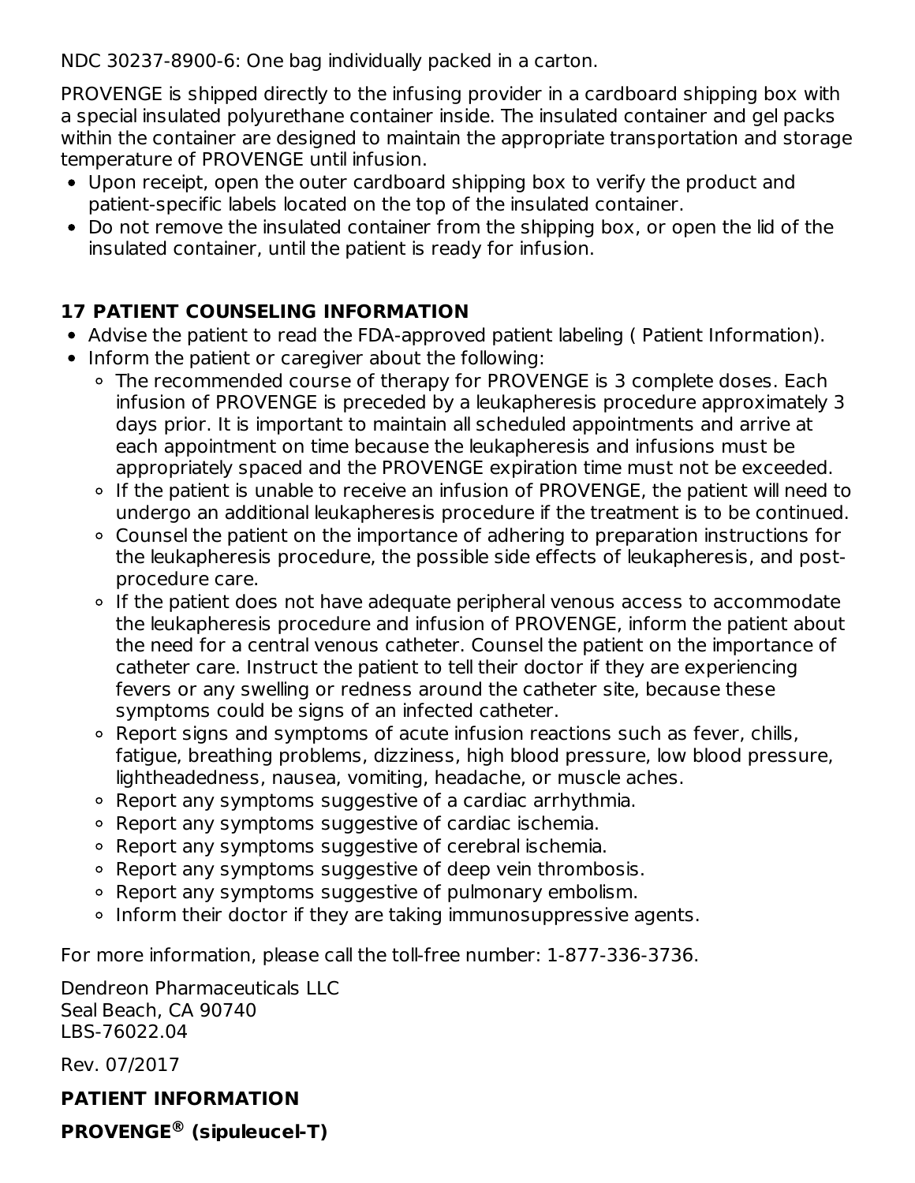NDC 30237-8900-6: One bag individually packed in a carton.

PROVENGE is shipped directly to the infusing provider in a cardboard shipping box with a special insulated polyurethane container inside. The insulated container and gel packs within the container are designed to maintain the appropriate transportation and storage temperature of PROVENGE until infusion.

- Upon receipt, open the outer cardboard shipping box to verify the product and patient-specific labels located on the top of the insulated container.
- Do not remove the insulated container from the shipping box, or open the lid of the insulated container, until the patient is ready for infusion.

## 17 PATIENT COUNSELING INFORMATION

- Advise the patient to read the FDA-approved patient labeling ( Patient Information).
- Inform the patient or caregiver about the following:
  - The recommended course of therapy for PROVENGE is 3 complete doses. Each infusion of PROVENGE is preceded by a leukapheresis procedure approximately 3 days prior. It is important to maintain all scheduled appointments and arrive at each appointment on time because the leukapheresis and infusions must be appropriately spaced and the PROVENGE expiration time must not be exceeded.
  - If the patient is unable to receive an infusion of PROVENGE, the patient will need to undergo an additional leukapheresis procedure if the treatment is to be continued.
  - Counsel the patient on the importance of adhering to preparation instructions for the leukapheresis procedure, the possible side effects of leukapheresis, and post-procedure care.
  - If the patient does not have adequate peripheral venous access to accommodate the leukapheresis procedure and infusion of PROVENGE, inform the patient about the need for a central venous catheter. Counsel the patient on the importance of catheter care. Instruct the patient to tell their doctor if they are experiencing fevers or any swelling or redness around the catheter site, because these symptoms could be signs of an infected catheter.
  - Report signs and symptoms of acute infusion reactions such as fever, chills, fatigue, breathing problems, dizziness, high blood pressure, low blood pressure, lightheadedness, nausea, vomiting, headache, or muscle aches.
  - Report any symptoms suggestive of a cardiac arrhythmia.
  - Report any symptoms suggestive of cardiac ischemia.
  - Report any symptoms suggestive of cerebral ischemia.
  - Report any symptoms suggestive of deep vein thrombosis.
  - Report any symptoms suggestive of pulmonary embolism.
  - Inform their doctor if they are taking immunosuppressive agents.

For more information, please call the toll-free number: 1-877-336-3736.

Dendreon Pharmaceuticals LLC
Seal Beach, CA 90740
LBS-76022.04

Rev. 07/2017

**PATIENT INFORMATION**

**PROVENGE® (sipuleucel-T)**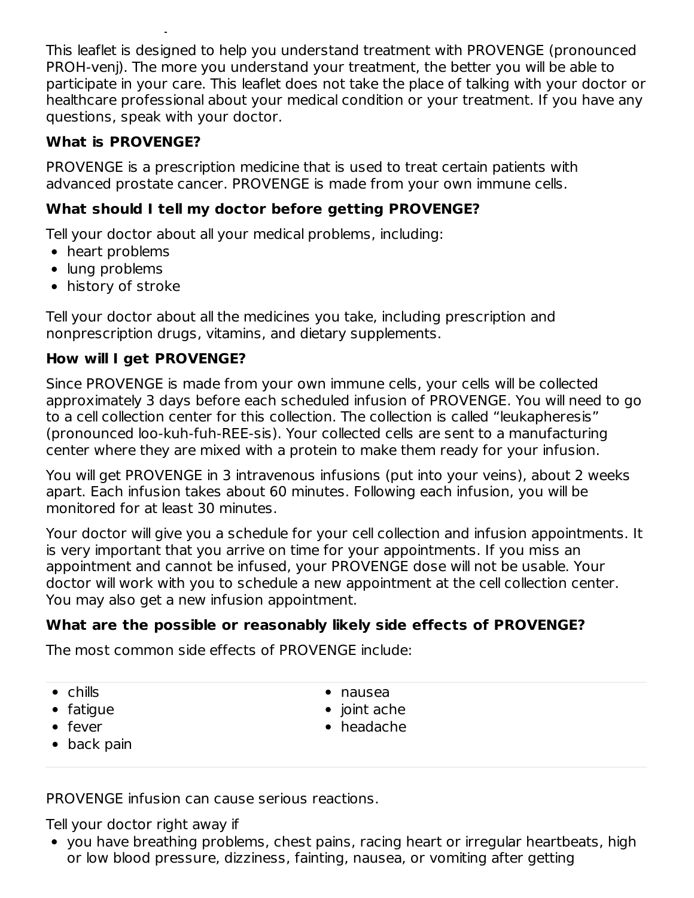This leaflet is designed to help you understand treatment with PROVENGE (pronounced PROH-venj). The more you understand your treatment, the better you will be able to participate in your care. This leaflet does not take the place of talking with your doctor or healthcare professional about your medical condition or your treatment. If you have any questions, speak with your doctor.

### What is PROVENGE?

PROVENGE is a prescription medicine that is used to treat certain patients with advanced prostate cancer. PROVENGE is made from your own immune cells.

### What should I tell my doctor before getting PROVENGE?

Tell your doctor about all your medical problems, including:

- heart problems
- lung problems
- history of stroke

Tell your doctor about all the medicines you take, including prescription and nonprescription drugs, vitamins, and dietary supplements.

### How will I get PROVENGE?

Since PROVENGE is made from your own immune cells, your cells will be collected approximately 3 days before each scheduled infusion of PROVENGE. You will need to go to a cell collection center for this collection. The collection is called "leukapheresis" (pronounced loo-kuh-fuh-REE-sis). Your collected cells are sent to a manufacturing center where they are mixed with a protein to make them ready for your infusion.

You will get PROVENGE in 3 intravenous infusions (put into your veins), about 2 weeks apart. Each infusion takes about 60 minutes. Following each infusion, you will be monitored for at least 30 minutes.

Your doctor will give you a schedule for your cell collection and infusion appointments. It is very important that you arrive on time for your appointments. If you miss an appointment and cannot be infused, your PROVENGE dose will not be usable. Your doctor will work with you to schedule a new appointment at the cell collection center. You may also get a new infusion appointment.

### What are the possible or reasonably likely side effects of PROVENGE?

The most common side effects of PROVENGE include:

- chills
- fatigue
- fever
- back pain
- nausea
- joint ache
- headache

PROVENGE infusion can cause serious reactions.

Tell your doctor right away if

- you have breathing problems, chest pains, racing heart or irregular heartbeats, high or low blood pressure, dizziness, fainting, nausea, or vomiting after getting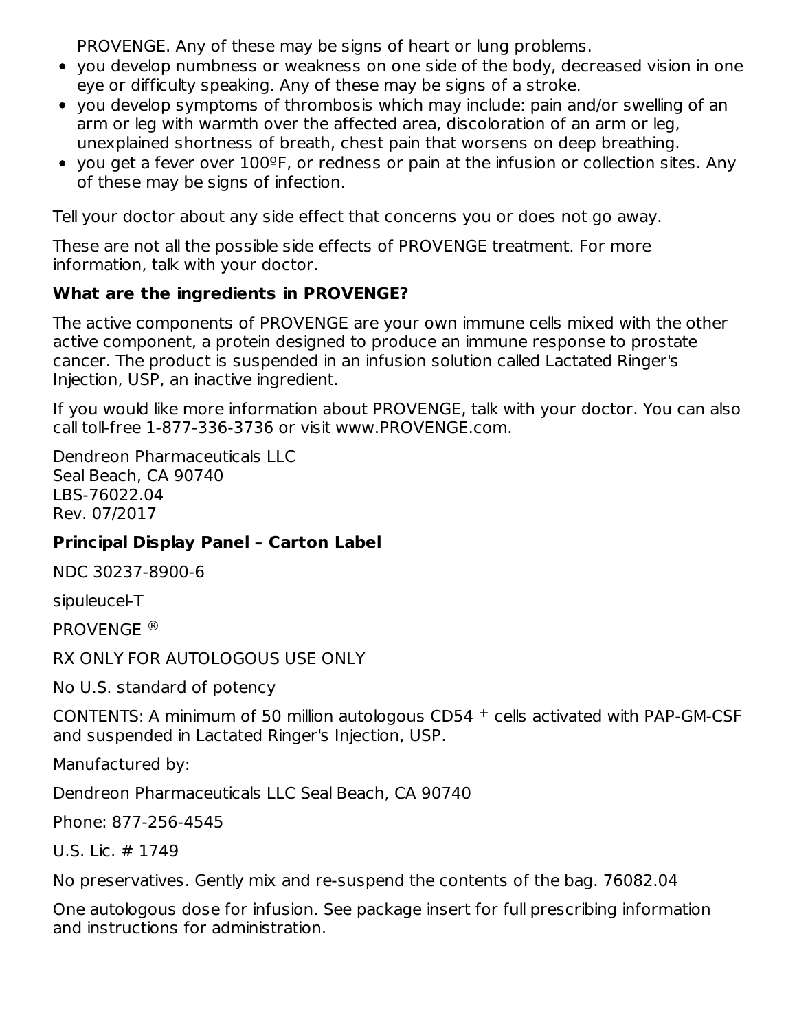PROVENGE. Any of these may be signs of heart or lung problems.

- you develop numbness or weakness on one side of the body, decreased vision in one eye or difficulty speaking. Any of these may be signs of a stroke.
- you develop symptoms of thrombosis which may include: pain and/or swelling of an arm or leg with warmth over the affected area, discoloration of an arm or leg, unexplained shortness of breath, chest pain that worsens on deep breathing.
- you get a fever over 100ºF, or redness or pain at the infusion or collection sites. Any of these may be signs of infection.

Tell your doctor about any side effect that concerns you or does not go away.

These are not all the possible side effects of PROVENGE treatment. For more information, talk with your doctor.

**What are the ingredients in PROVENGE?**

The active components of PROVENGE are your own immune cells mixed with the other active component, a protein designed to produce an immune response to prostate cancer. The product is suspended in an infusion solution called Lactated Ringer's Injection, USP, an inactive ingredient.

If you would like more information about PROVENGE, talk with your doctor. You can also call toll-free 1-877-336-3736 or visit www.PROVENGE.com.

Dendreon Pharmaceuticals LLC
Seal Beach, CA 90740
LBS-76022.04
Rev. 07/2017

**Principal Display Panel – Carton Label**

NDC 30237-8900-6

sipuleucel-T

PROVENGE ®

RX ONLY FOR AUTOLOGOUS USE ONLY

No U.S. standard of potency

CONTENTS: A minimum of 50 million autologous CD54 + cells activated with PAP-GM-CSF and suspended in Lactated Ringer's Injection, USP.

Manufactured by:

Dendreon Pharmaceuticals LLC Seal Beach, CA 90740

Phone: 877-256-4545

U.S. Lic. # 1749

No preservatives. Gently mix and re-suspend the contents of the bag. 76082.04

One autologous dose for infusion. See package insert for full prescribing information and instructions for administration.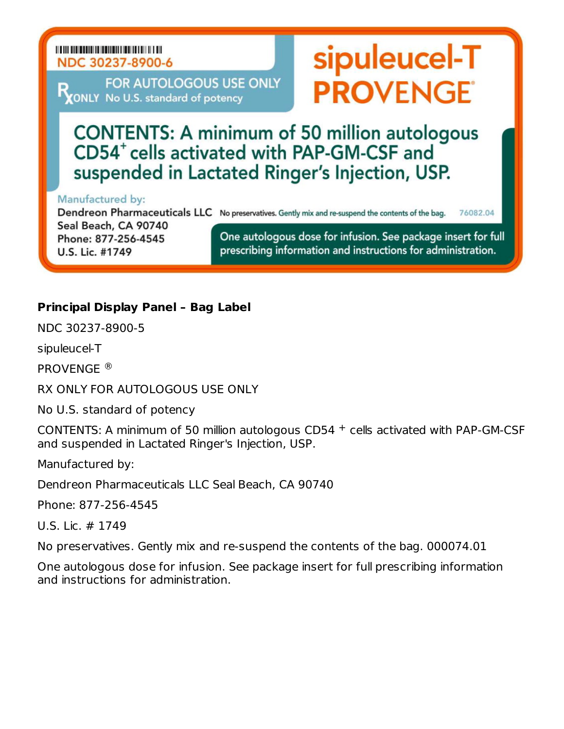NDC 30237-8900-6

FOR AUTOLOGOUS USE ONLY

RX ONLY No U.S. standard of potency

sipuleucel-T

PROVENGE®

CONTENTS: A minimum of 50 million autologous CD54+ cells activated with PAP-GM-CSF and suspended in Lactated Ringer's Injection, USP.

Manufactured by:

Dendreon Pharmaceuticals LLC
Seal Beach, CA 90740
Phone: 877-256-4545
U.S. Lic. #1749

No preservatives. Gently mix and re-suspend the contents of the bag. 76082.04

One autologous dose for infusion. See package insert for full prescribing information and instructions for administration.

**Principal Display Panel – Bag Label**

NDC 30237-8900-5

sipuleucel-T

PROVENGE ®

RX ONLY FOR AUTOLOGOUS USE ONLY

No U.S. standard of potency

CONTENTS: A minimum of 50 million autologous CD54 + cells activated with PAP-GM-CSF and suspended in Lactated Ringer's Injection, USP.

Manufactured by:

Dendreon Pharmaceuticals LLC Seal Beach, CA 90740

Phone: 877-256-4545

U.S. Lic. # 1749

No preservatives. Gently mix and re-suspend the contents of the bag. 000074.01

One autologous dose for infusion. See package insert for full prescribing information and instructions for administration.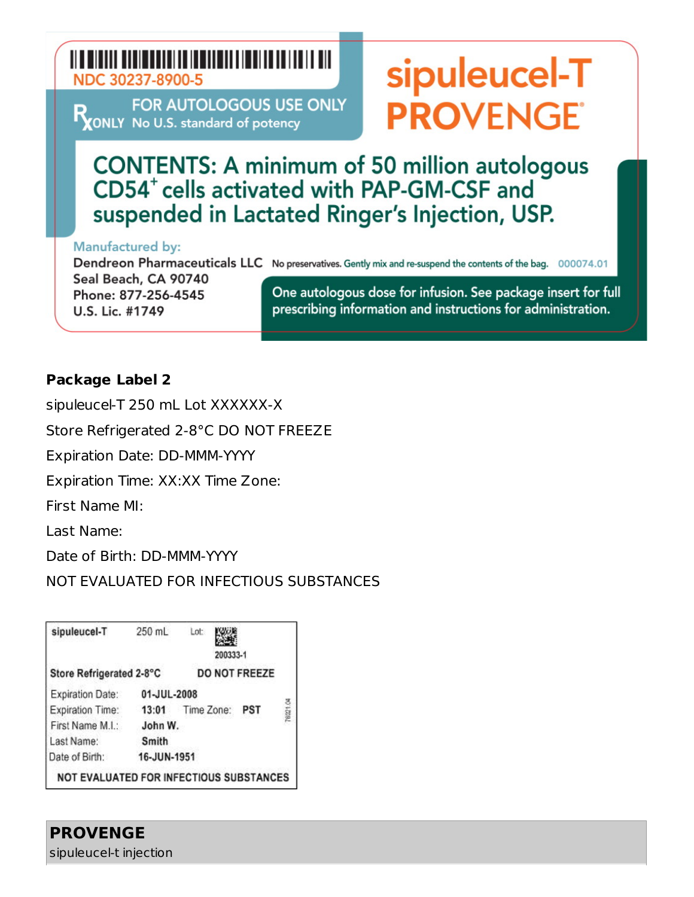NDC 30237-8900-5

℞ ONLY

FOR AUTOLOGOUS USE ONLY

No U.S. standard of potency

sipuleucel-T

PROVENGE®

CONTENTS: A minimum of 50 million autologous CD54[+] cells activated with PAP-GM-CSF and suspended in Lactated Ringer's Injection, USP.

Manufactured by:

Dendreon Pharmaceuticals LLC

Seal Beach, CA 90740

Phone: 877-256-4545

U.S. Lic. #1749

No preservatives. Gently mix and re-suspend the contents of the bag. 000074.01

One autologous dose for infusion. See package insert for full prescribing information and instructions for administration.

**Package Label 2**

sipuleucel-T 250 mL Lot XXXXXX-X

Store Refrigerated 2-8°C DO NOT FREEZE

Expiration Date: DD-MMM-YYYY

Expiration Time: XX:XX Time Zone:

First Name MI:

Last Name:

Date of Birth: DD-MMM-YYYY

NOT EVALUATED FOR INFECTIOUS SUBSTANCES

sipuleucel-T 250 mL Lot: 200333-1

Store Refrigerated 2-8°C DO NOT FREEZE

Expiration Date: 01-JUL-2008

Expiration Time: 13:01 Time Zone: PST

First Name M.I.: John W.

Last Name: Smith

Date of Birth: 16-JUN-1951

NOT EVALUATED FOR INFECTIOUS SUBSTANCES

78021.04

**PROVENGE**

sipuleucel-t injection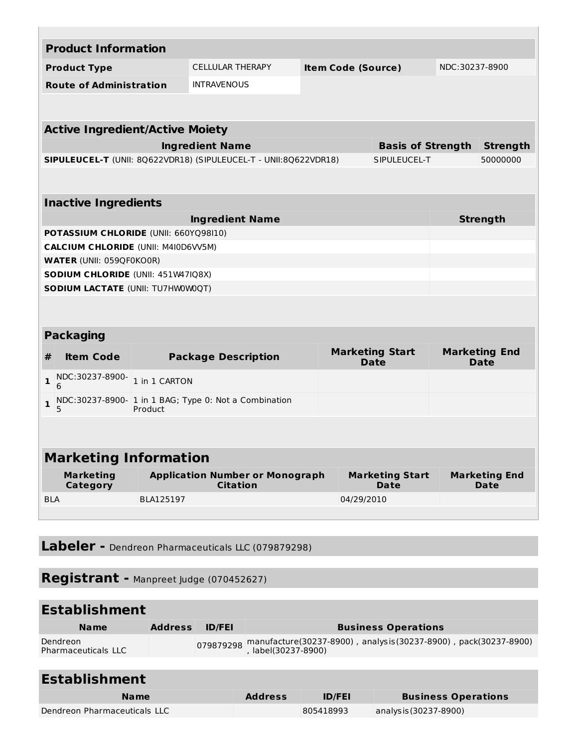| Product Information | | | |
|---|---|---|---|
| **Product Type** | CELLULAR THERAPY | **Item Code (Source)** | NDC:30237-8900 |
| **Route of Administration** | INTRAVENOUS | | |

| Active Ingredient/Active Moiety | | |
|---|---|---|
| **Ingredient Name** | **Basis of Strength** | **Strength** |
| **SIPULEUCEL-T** (UNII: 8Q622VDR18) (SIPULEUCEL-T - UNII:8Q622VDR18) | SIPULEUCEL-T | 50000000 |

| Inactive Ingredients | |
|---|---|
| **Ingredient Name** | **Strength** |
| **POTASSIUM CHLORIDE** (UNII: 660YQ98I10) | |
| **CALCIUM CHLORIDE** (UNII: M4I0D6VV5M) | |
| **WATER** (UNII: 059QF0KO0R) | |
| **SODIUM CHLORIDE** (UNII: 451W47IQ8X) | |
| **SODIUM LACTATE** (UNII: TU7HW0W0QT) | |

| Packaging | | | | |
|---|---|---|---|---|
| **#** | **Item Code** | **Package Description** | **Marketing Start Date** | **Marketing End Date** |
| **1** | NDC:30237-8900-6 | 1 in 1 CARTON | | |
| **1** | NDC:30237-8900-5 | 1 in 1 BAG; Type 0: Not a Combination Product | | |

| Marketing Information | | | |
|---|---|---|---|
| **Marketing Category** | **Application Number or Monograph Citation** | **Marketing Start Date** | **Marketing End Date** |
| BLA | BLA125197 | 04/29/2010 | |

## Labeler - Dendreon Pharmaceuticals LLC (079879298)

## Registrant - Manpreet Judge (070452627)

## Establishment

| Name | Address | ID/FEI | Business Operations |
|---|---|---|---|
| Dendreon Pharmaceuticals LLC | | 079879298 | manufacture(30237-8900) , analysis(30237-8900) , pack(30237-8900) , label(30237-8900) |

## Establishment

| Name | Address | ID/FEI | Business Operations |
|---|---|---|---|
| Dendreon Pharmaceuticals LLC | | 805418993 | analysis(30237-8900) |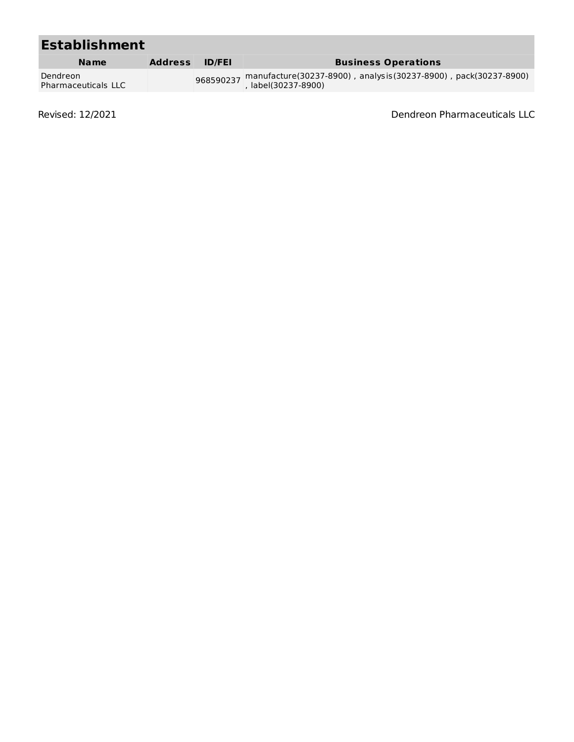## Establishment

| Name | Address | ID/FEI | Business Operations |
|---|---|---|---|
| Dendreon Pharmaceuticals LLC | | 968590237 | manufacture(30237-8900) , analysis(30237-8900) , pack(30237-8900) , label(30237-8900) |

Revised: 12/2021

Dendreon Pharmaceuticals LLC